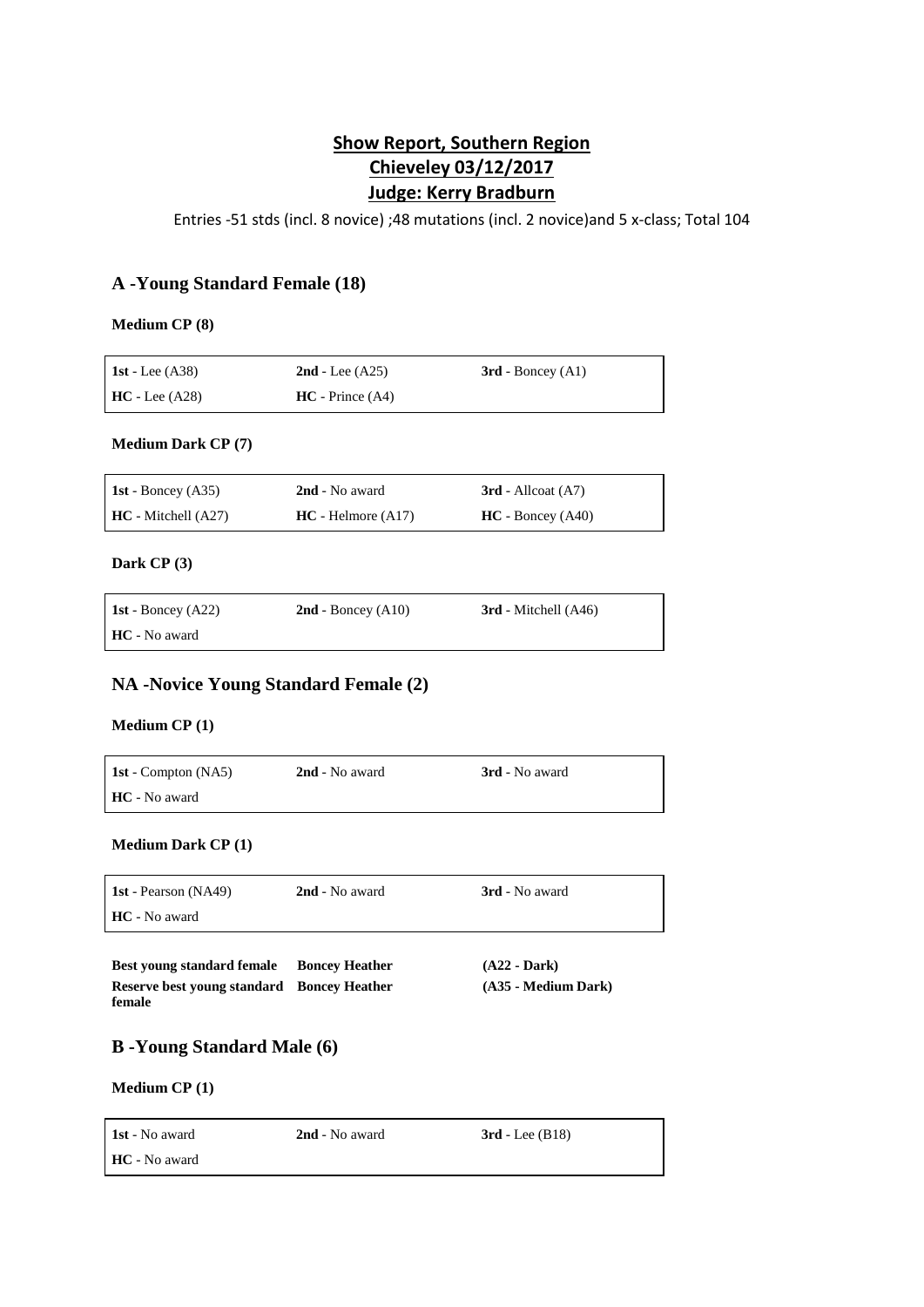# Show Report, Southern Region
# Chieveley 03/12/2017
# Judge: Kerry Bradburn

Entries -51 stds (incl. 8 novice) ;48 mutations (incl. 2 novice)and 5 x-class; Total 104

## A -Young Standard Female (18)

### Medium CP (8)

| | | |
|---|---|---|
| **1st** - Lee (A38) | **2nd** - Lee (A25) | **3rd** - Boncey (A1) |
| **HC** - Lee (A28) | **HC** - Prince (A4) | |

### Medium Dark CP (7)

| | | |
|---|---|---|
| **1st** - Boncey (A35) | **2nd** - No award | **3rd** - Allcoat (A7) |
| **HC** - Mitchell (A27) | **HC** - Helmore (A17) | **HC** - Boncey (A40) |

### Dark CP (3)

| | | |
|---|---|---|
| **1st** - Boncey (A22) | **2nd** - Boncey (A10) | **3rd** - Mitchell (A46) |
| **HC** - No award | | |

## NA -Novice Young Standard Female (2)

### Medium CP (1)

| | | |
|---|---|---|
| **1st** - Compton (NA5) | **2nd** - No award | **3rd** - No award |
| **HC** - No award | | |

### Medium Dark CP (1)

| | | |
|---|---|---|
| **1st** - Pearson (NA49) | **2nd** - No award | **3rd** - No award |
| **HC** - No award | | |

| | | |
|---|---|---|
| **Best young standard female** | **Boncey Heather** | **(A22 - Dark)** |
| **Reserve best young standard female** | **Boncey Heather** | **(A35 - Medium Dark)** |

## B -Young Standard Male (6)

### Medium CP (1)

| | | |
|---|---|---|
| **1st** - No award | **2nd** - No award | **3rd** - Lee (B18) |
| **HC** - No award | | |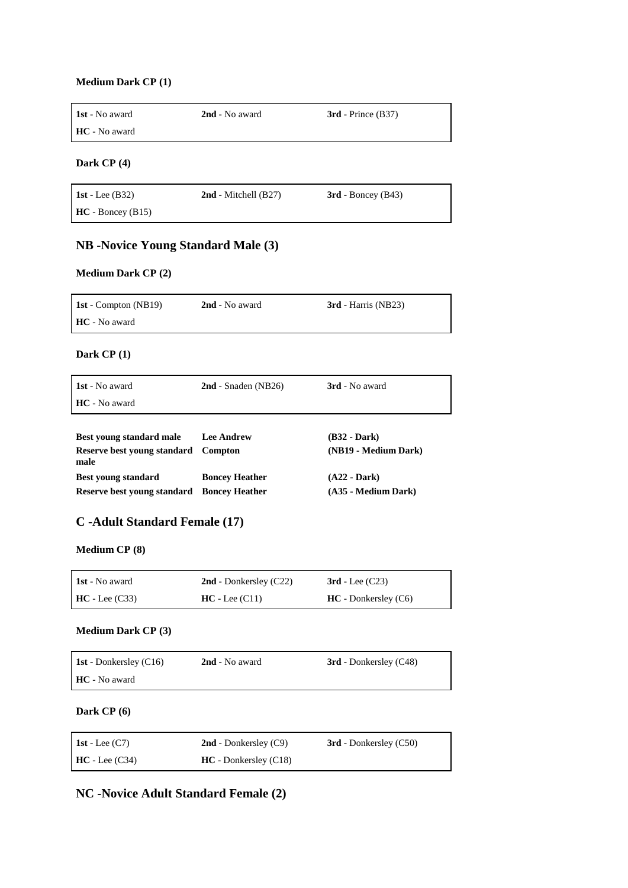**Medium Dark CP (1)**

| | | |
|---|---|---|
| **1st** - No award | **2nd** - No award | **3rd** - Prince (B37) |
| **HC** - No award | | |

**Dark CP (4)**

| | | |
|---|---|---|
| **1st** - Lee (B32) | **2nd** - Mitchell (B27) | **3rd** - Boncey (B43) |
| **HC** - Boncey (B15) | | |

## NB -Novice Young Standard Male (3)

**Medium Dark CP (2)**

| | | |
|---|---|---|
| **1st** - Compton (NB19) | **2nd** - No award | **3rd** - Harris (NB23) |
| **HC** - No award | | |

**Dark CP (1)**

| | | |
|---|---|---|
| **1st** - No award | **2nd** - Snaden (NB26) | **3rd** - No award |
| **HC** - No award | | |

| | | |
|---|---|---|
| **Best young standard male** | **Lee Andrew** | **(B32 - Dark)** |
| **Reserve best young standard male** | **Compton** | **(NB19 - Medium Dark)** |
| **Best young standard** | **Boncey Heather** | **(A22 - Dark)** |
| **Reserve best young standard** | **Boncey Heather** | **(A35 - Medium Dark)** |

## C -Adult Standard Female (17)

**Medium CP (8)**

| | | |
|---|---|---|
| **1st** - No award | **2nd** - Donkersley (C22) | **3rd** - Lee (C23) |
| **HC** - Lee (C33) | **HC** - Lee (C11) | **HC** - Donkersley (C6) |

**Medium Dark CP (3)**

| | | |
|---|---|---|
| **1st** - Donkersley (C16) | **2nd** - No award | **3rd** - Donkersley (C48) |
| **HC** - No award | | |

**Dark CP (6)**

| | | |
|---|---|---|
| **1st** - Lee (C7) | **2nd** - Donkersley (C9) | **3rd** - Donkersley (C50) |
| **HC** - Lee (C34) | **HC** - Donkersley (C18) | |

## NC -Novice Adult Standard Female (2)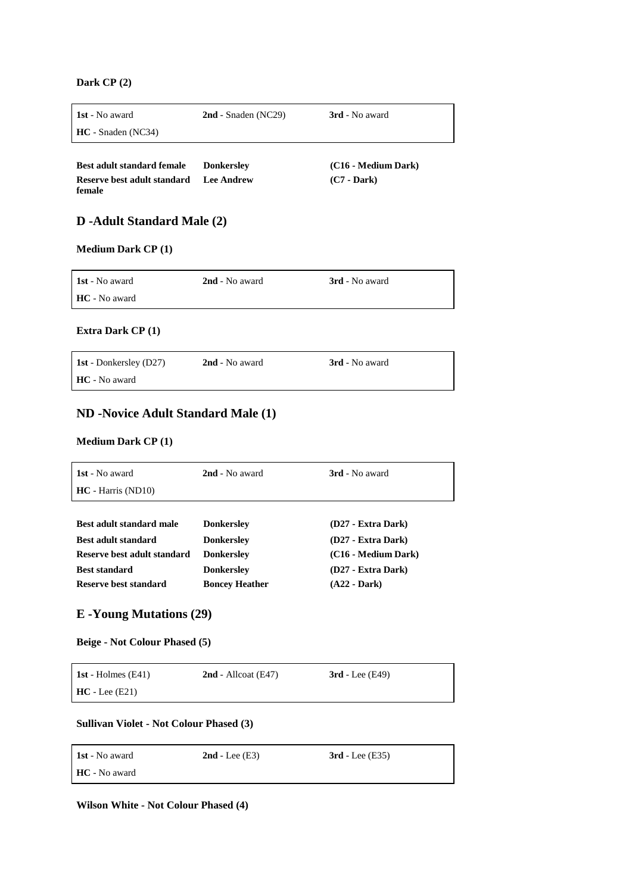**Dark CP (2)**

| | | |
|---|---|---|
| **1st** - No award | **2nd** - Snaden (NC29) | **3rd** - No award |
| **HC** - Snaden (NC34) | | |

| | | |
|---|---|---|
| **Best adult standard female** | **Donkersley** | **(C16 - Medium Dark)** |
| **Reserve best adult standard female** | **Lee Andrew** | **(C7 - Dark)** |

## D -Adult Standard Male (2)

**Medium Dark CP (1)**

| | | |
|---|---|---|
| **1st** - No award | **2nd** - No award | **3rd** - No award |
| **HC** - No award | | |

**Extra Dark CP (1)**

| | | |
|---|---|---|
| **1st** - Donkersley (D27) | **2nd** - No award | **3rd** - No award |
| **HC** - No award | | |

## ND -Novice Adult Standard Male (1)

**Medium Dark CP (1)**

| | | |
|---|---|---|
| **1st** - No award | **2nd** - No award | **3rd** - No award |
| **HC** - Harris (ND10) | | |

| | | |
|---|---|---|
| **Best adult standard male** | **Donkersley** | **(D27 - Extra Dark)** |
| **Best adult standard** | **Donkersley** | **(D27 - Extra Dark)** |
| **Reserve best adult standard** | **Donkersley** | **(C16 - Medium Dark)** |
| **Best standard** | **Donkersley** | **(D27 - Extra Dark)** |
| **Reserve best standard** | **Boncey Heather** | **(A22 - Dark)** |

## E -Young Mutations (29)

**Beige - Not Colour Phased (5)**

| | | |
|---|---|---|
| **1st** - Holmes (E41) | **2nd** - Allcoat (E47) | **3rd** - Lee (E49) |
| **HC** - Lee (E21) | | |

**Sullivan Violet - Not Colour Phased (3)**

| | | |
|---|---|---|
| **1st** - No award | **2nd** - Lee (E3) | **3rd** - Lee (E35) |
| **HC** - No award | | |

**Wilson White - Not Colour Phased (4)**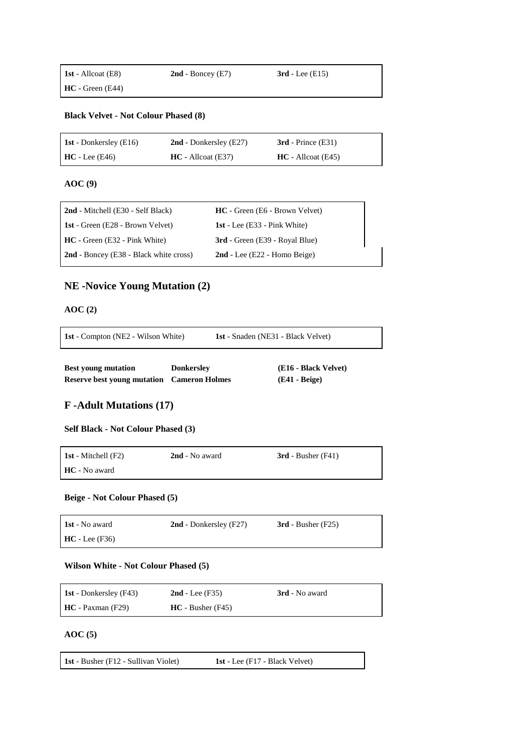| **1st** - Allcoat (E8) | **2nd** - Boncey (E7) | **3rd** - Lee (E15) |
|---|---|---|
| **HC** - Green (E44) | | |

**Black Velvet - Not Colour Phased (8)**

| **1st** - Donkersley (E16) | **2nd** - Donkersley (E27) | **3rd** - Prince (E31) |
|---|---|---|
| **HC** - Lee (E46) | **HC** - Allcoat (E37) | **HC** - Allcoat (E45) |

**AOC (9)**

| **2nd** - Mitchell (E30 - Self Black) | **HC** - Green (E6 - Brown Velvet) |
|---|---|
| **1st** - Green (E28 - Brown Velvet) | **1st** - Lee (E33 - Pink White) |
| **HC** - Green (E32 - Pink White) | **3rd** - Green (E39 - Royal Blue) |
| **2nd** - Boncey (E38 - Black white cross) | **2nd** - Lee (E22 - Homo Beige) |

## NE -Novice Young Mutation (2)

**AOC (2)**

| **1st** - Compton (NE2 - Wilson White) | **1st** - Snaden (NE31 - Black Velvet) |
|---|---|

| **Best young mutation** | **Donkersley** | **(E16 - Black Velvet)** |
|---|---|---|
| **Reserve best young mutation** | **Cameron Holmes** | **(E41 - Beige)** |

## F -Adult Mutations (17)

**Self Black - Not Colour Phased (3)**

| **1st** - Mitchell (F2) | **2nd** - No award | **3rd** - Busher (F41) |
|---|---|---|
| **HC** - No award | | |

**Beige - Not Colour Phased (5)**

| **1st** - No award | **2nd** - Donkersley (F27) | **3rd** - Busher (F25) |
|---|---|---|
| **HC** - Lee (F36) | | |

**Wilson White - Not Colour Phased (5)**

| **1st** - Donkersley (F43) | **2nd** - Lee (F35) | **3rd** - No award |
|---|---|---|
| **HC** - Paxman (F29) | **HC** - Busher (F45) | |

**AOC (5)**

| **1st** - Busher (F12 - Sullivan Violet) | **1st** - Lee (F17 - Black Velvet) |
|---|---|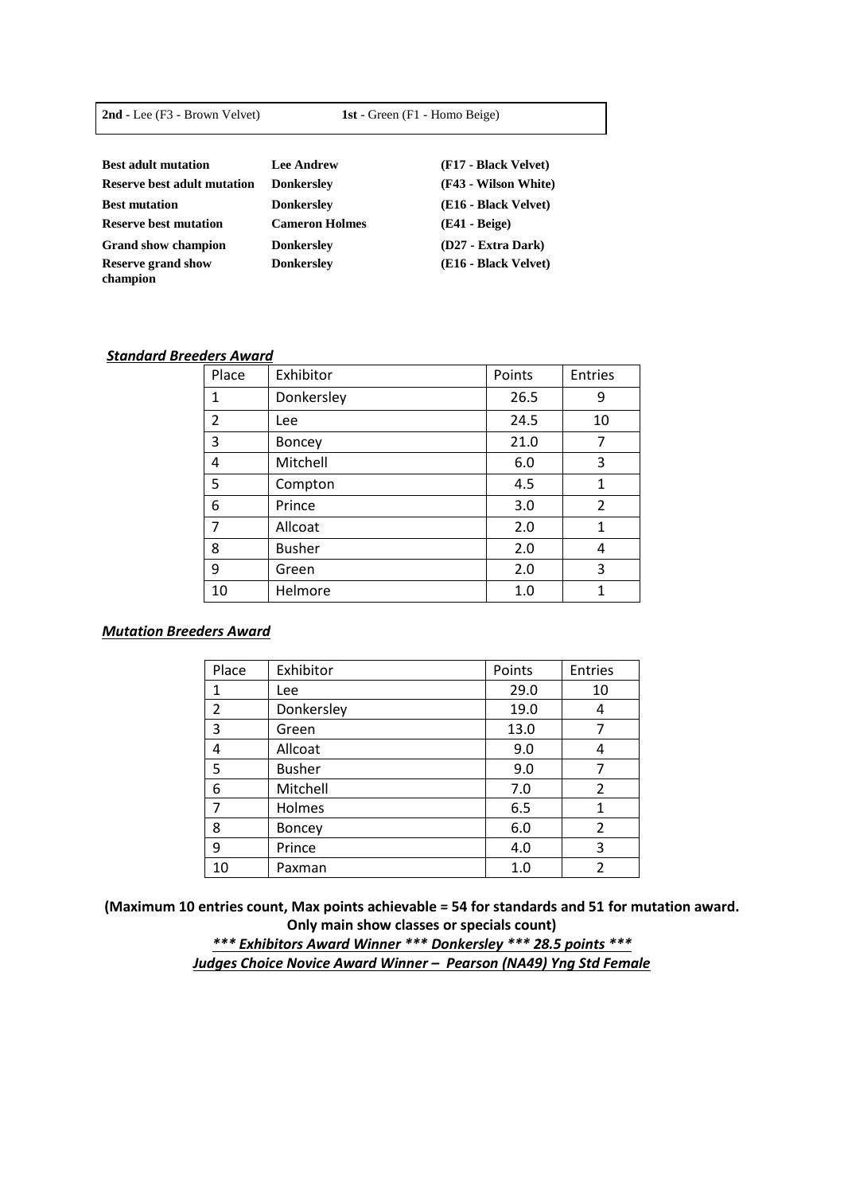**2nd** - Lee (F3 - Brown Velvet) **1st** - Green (F1 - Homo Beige)

| | | |
|---|---|---|
| **Best adult mutation** | **Lee Andrew** | **(F17 - Black Velvet)** |
| **Reserve best adult mutation** | **Donkersley** | **(F43 - Wilson White)** |
| **Best mutation** | **Donkersley** | **(E16 - Black Velvet)** |
| **Reserve best mutation** | **Cameron Holmes** | **(E41 - Beige)** |
| **Grand show champion** | **Donkersley** | **(D27 - Extra Dark)** |
| **Reserve grand show champion** | **Donkersley** | **(E16 - Black Velvet)** |

***Standard Breeders Award***

| Place | Exhibitor | Points | Entries |
|---|---|---|---|
| 1 | Donkersley | 26.5 | 9 |
| 2 | Lee | 24.5 | 10 |
| 3 | Boncey | 21.0 | 7 |
| 4 | Mitchell | 6.0 | 3 |
| 5 | Compton | 4.5 | 1 |
| 6 | Prince | 3.0 | 2 |
| 7 | Allcoat | 2.0 | 1 |
| 8 | Busher | 2.0 | 4 |
| 9 | Green | 2.0 | 3 |
| 10 | Helmore | 1.0 | 1 |

***Mutation Breeders Award***

| Place | Exhibitor | Points | Entries |
|---|---|---|---|
| 1 | Lee | 29.0 | 10 |
| 2 | Donkersley | 19.0 | 4 |
| 3 | Green | 13.0 | 7 |
| 4 | Allcoat | 9.0 | 4 |
| 5 | Busher | 9.0 | 7 |
| 6 | Mitchell | 7.0 | 2 |
| 7 | Holmes | 6.5 | 1 |
| 8 | Boncey | 6.0 | 2 |
| 9 | Prince | 4.0 | 3 |
| 10 | Paxman | 1.0 | 2 |

**(Maximum 10 entries count, Max points achievable = 54 for standards and 51 for mutation award. Only main show classes or specials count)**

***\*\*\* Exhibitors Award Winner \*\*\* Donkersley \*\*\* 28.5 points \*\*\****

***Judges Choice Novice Award Winner – Pearson (NA49) Yng Std Female***